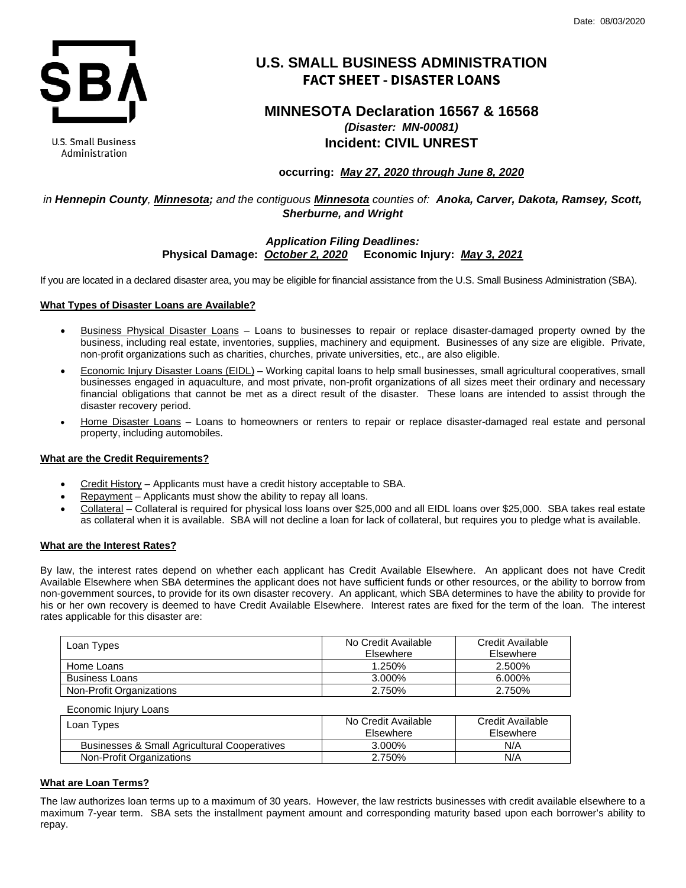Date: 08/03/2020

U.S. Small Business Administration

# U.S. SMALL BUSINESS ADMINISTRATION
## FACT SHEET - DISASTER LOANS

## MINNESOTA Declaration 16567 & 16568
***(Disaster: MN-00081)***
**Incident: CIVIL UNREST**

**occurring: *May 27, 2020 through June 8, 2020***

*in **Hennepin County**, **Minnesota;** and the contiguous **Minnesota** counties of: **Anoka, Carver, Dakota, Ramsey, Scott, Sherburne, and Wright***

***Application Filing Deadlines:***
**Physical Damage: *October 2, 2020*  Economic Injury: *May 3, 2021***

If you are located in a declared disaster area, you may be eligible for financial assistance from the U.S. Small Business Administration (SBA).

**What Types of Disaster Loans are Available?**

- Business Physical Disaster Loans – Loans to businesses to repair or replace disaster-damaged property owned by the business, including real estate, inventories, supplies, machinery and equipment. Businesses of any size are eligible. Private, non-profit organizations such as charities, churches, private universities, etc., are also eligible.
- Economic Injury Disaster Loans (EIDL) – Working capital loans to help small businesses, small agricultural cooperatives, small businesses engaged in aquaculture, and most private, non-profit organizations of all sizes meet their ordinary and necessary financial obligations that cannot be met as a direct result of the disaster. These loans are intended to assist through the disaster recovery period.
- Home Disaster Loans – Loans to homeowners or renters to repair or replace disaster-damaged real estate and personal property, including automobiles.

**What are the Credit Requirements?**

- Credit History – Applicants must have a credit history acceptable to SBA.
- Repayment – Applicants must show the ability to repay all loans.
- Collateral – Collateral is required for physical loss loans over $25,000 and all EIDL loans over $25,000. SBA takes real estate as collateral when it is available. SBA will not decline a loan for lack of collateral, but requires you to pledge what is available.

**What are the Interest Rates?**

By law, the interest rates depend on whether each applicant has Credit Available Elsewhere. An applicant does not have Credit Available Elsewhere when SBA determines the applicant does not have sufficient funds or other resources, or the ability to borrow from non-government sources, to provide for its own disaster recovery. An applicant, which SBA determines to have the ability to provide for his or her own recovery is deemed to have Credit Available Elsewhere. Interest rates are fixed for the term of the loan. The interest rates applicable for this disaster are:

| Loan Types | No Credit Available Elsewhere | Credit Available Elsewhere |
|---|---|---|
| Home Loans | 1.250% | 2.500% |
| Business Loans | 3.000% | 6.000% |
| Non-Profit Organizations | 2.750% | 2.750% |

Economic Injury Loans

| Loan Types | No Credit Available Elsewhere | Credit Available Elsewhere |
|---|---|---|
| Businesses & Small Agricultural Cooperatives | 3.000% | N/A |
| Non-Profit Organizations | 2.750% | N/A |

**What are Loan Terms?**

The law authorizes loan terms up to a maximum of 30 years. However, the law restricts businesses with credit available elsewhere to a maximum 7-year term. SBA sets the installment payment amount and corresponding maturity based upon each borrower's ability to repay.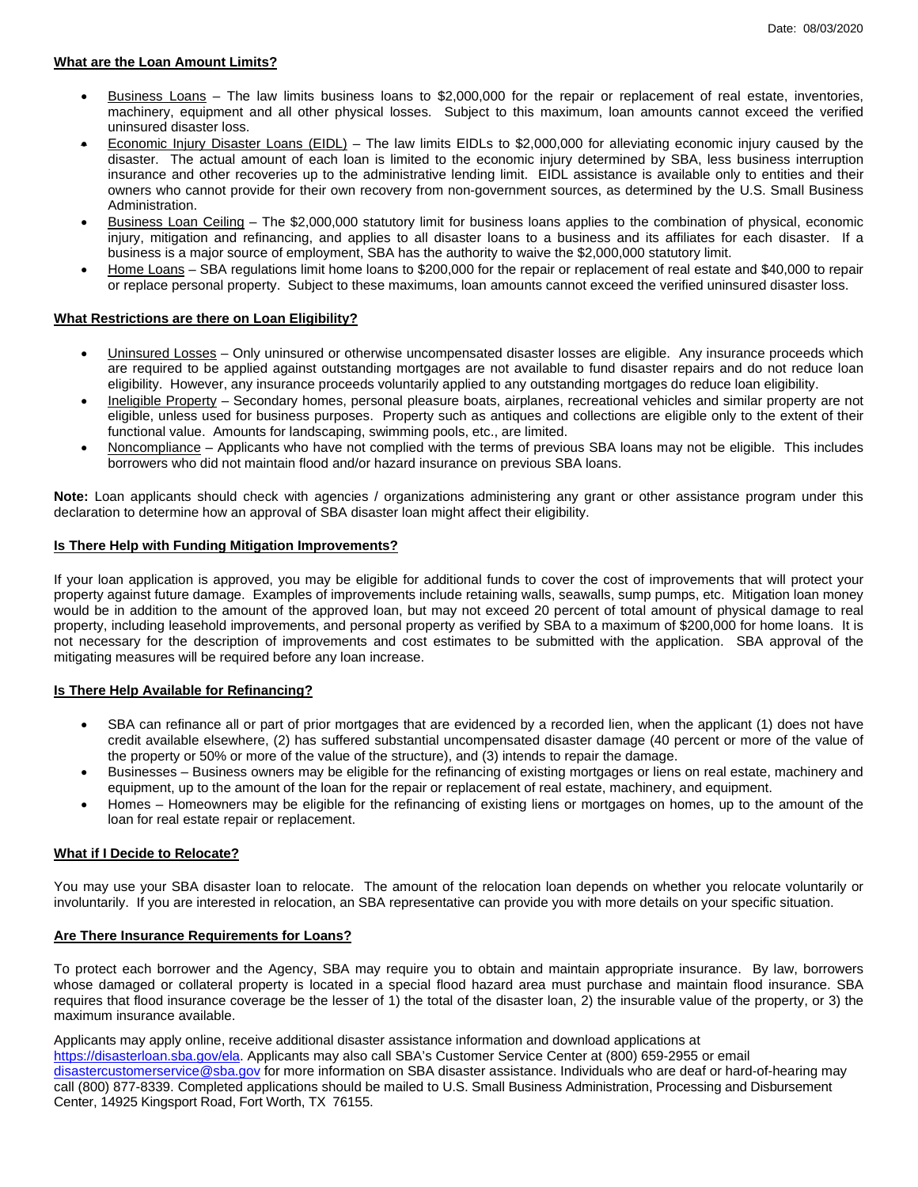Date: 08/03/2020

## What are the Loan Amount Limits?

- Business Loans – The law limits business loans to $2,000,000 for the repair or replacement of real estate, inventories, machinery, equipment and all other physical losses. Subject to this maximum, loan amounts cannot exceed the verified uninsured disaster loss.
- Economic Injury Disaster Loans (EIDL) – The law limits EIDLs to $2,000,000 for alleviating economic injury caused by the disaster. The actual amount of each loan is limited to the economic injury determined by SBA, less business interruption insurance and other recoveries up to the administrative lending limit. EIDL assistance is available only to entities and their owners who cannot provide for their own recovery from non-government sources, as determined by the U.S. Small Business Administration.
- Business Loan Ceiling – The $2,000,000 statutory limit for business loans applies to the combination of physical, economic injury, mitigation and refinancing, and applies to all disaster loans to a business and its affiliates for each disaster. If a business is a major source of employment, SBA has the authority to waive the $2,000,000 statutory limit.
- Home Loans – SBA regulations limit home loans to $200,000 for the repair or replacement of real estate and $40,000 to repair or replace personal property. Subject to these maximums, loan amounts cannot exceed the verified uninsured disaster loss.

## What Restrictions are there on Loan Eligibility?

- Uninsured Losses – Only uninsured or otherwise uncompensated disaster losses are eligible. Any insurance proceeds which are required to be applied against outstanding mortgages are not available to fund disaster repairs and do not reduce loan eligibility. However, any insurance proceeds voluntarily applied to any outstanding mortgages do reduce loan eligibility.
- Ineligible Property – Secondary homes, personal pleasure boats, airplanes, recreational vehicles and similar property are not eligible, unless used for business purposes. Property such as antiques and collections are eligible only to the extent of their functional value. Amounts for landscaping, swimming pools, etc., are limited.
- Noncompliance – Applicants who have not complied with the terms of previous SBA loans may not be eligible. This includes borrowers who did not maintain flood and/or hazard insurance on previous SBA loans.

**Note:** Loan applicants should check with agencies / organizations administering any grant or other assistance program under this declaration to determine how an approval of SBA disaster loan might affect their eligibility.

## Is There Help with Funding Mitigation Improvements?

If your loan application is approved, you may be eligible for additional funds to cover the cost of improvements that will protect your property against future damage. Examples of improvements include retaining walls, seawalls, sump pumps, etc. Mitigation loan money would be in addition to the amount of the approved loan, but may not exceed 20 percent of total amount of physical damage to real property, including leasehold improvements, and personal property as verified by SBA to a maximum of $200,000 for home loans. It is not necessary for the description of improvements and cost estimates to be submitted with the application. SBA approval of the mitigating measures will be required before any loan increase.

## Is There Help Available for Refinancing?

- SBA can refinance all or part of prior mortgages that are evidenced by a recorded lien, when the applicant (1) does not have credit available elsewhere, (2) has suffered substantial uncompensated disaster damage (40 percent or more of the value of the property or 50% or more of the value of the structure), and (3) intends to repair the damage.
- Businesses – Business owners may be eligible for the refinancing of existing mortgages or liens on real estate, machinery and equipment, up to the amount of the loan for the repair or replacement of real estate, machinery, and equipment.
- Homes – Homeowners may be eligible for the refinancing of existing liens or mortgages on homes, up to the amount of the loan for real estate repair or replacement.

## What if I Decide to Relocate?

You may use your SBA disaster loan to relocate. The amount of the relocation loan depends on whether you relocate voluntarily or involuntarily. If you are interested in relocation, an SBA representative can provide you with more details on your specific situation.

## Are There Insurance Requirements for Loans?

To protect each borrower and the Agency, SBA may require you to obtain and maintain appropriate insurance. By law, borrowers whose damaged or collateral property is located in a special flood hazard area must purchase and maintain flood insurance. SBA requires that flood insurance coverage be the lesser of 1) the total of the disaster loan, 2) the insurable value of the property, or 3) the maximum insurance available.

Applicants may apply online, receive additional disaster assistance information and download applications at https://disasterloan.sba.gov/ela. Applicants may also call SBA's Customer Service Center at (800) 659-2955 or email disastercustomerservice@sba.gov for more information on SBA disaster assistance. Individuals who are deaf or hard-of-hearing may call (800) 877-8339. Completed applications should be mailed to U.S. Small Business Administration, Processing and Disbursement Center, 14925 Kingsport Road, Fort Worth, TX 76155.